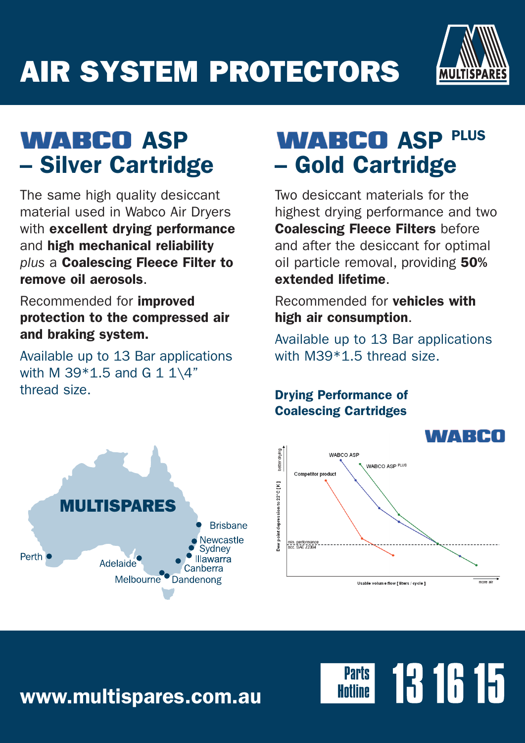# AIR SYSTEM PROTECTORS

MULTISPARES

## WABCO ASP – Silver Cartridge

The same high quality desiccant material used in Wabco Air Dryers with **excellent drying performance** and **high mechanical reliability** *plus* a **Coalescing Fleece Filter to remove oil aerosols**.

Recommended for **improved protection to the compressed air and braking system.**

Available up to 13 Bar applications with M 39*1.5 and G 1 1\4" thread size.

## WABCO ASP PLUS – Gold Cartridge

Two desiccant materials for the highest drying performance and two **Coalescing Fleece Filters** before and after the desiccant for optimal oil particle removal, providing **50% extended lifetime**.

Recommended for **vehicles with high air consumption**.

Available up to 13 Bar applications with M39*1.5 thread size.

### Drying Performance of Coalescing Cartridges

WABCO

WABCO ASP

WABCO ASP PLUS

Competitor product

better drying

Dew point depression to 22°C [K]

min. performance acc. SAE J2384

Usable volume flow [ liters / cycle ]

more air

MULTISPARES

Perth, Adelaide, Melbourne, Dandenong, Canberra, Illawarra, Sydney, Newcastle, Brisbane

**www.multispares.com.au**

Parts Hotline **13 16 15**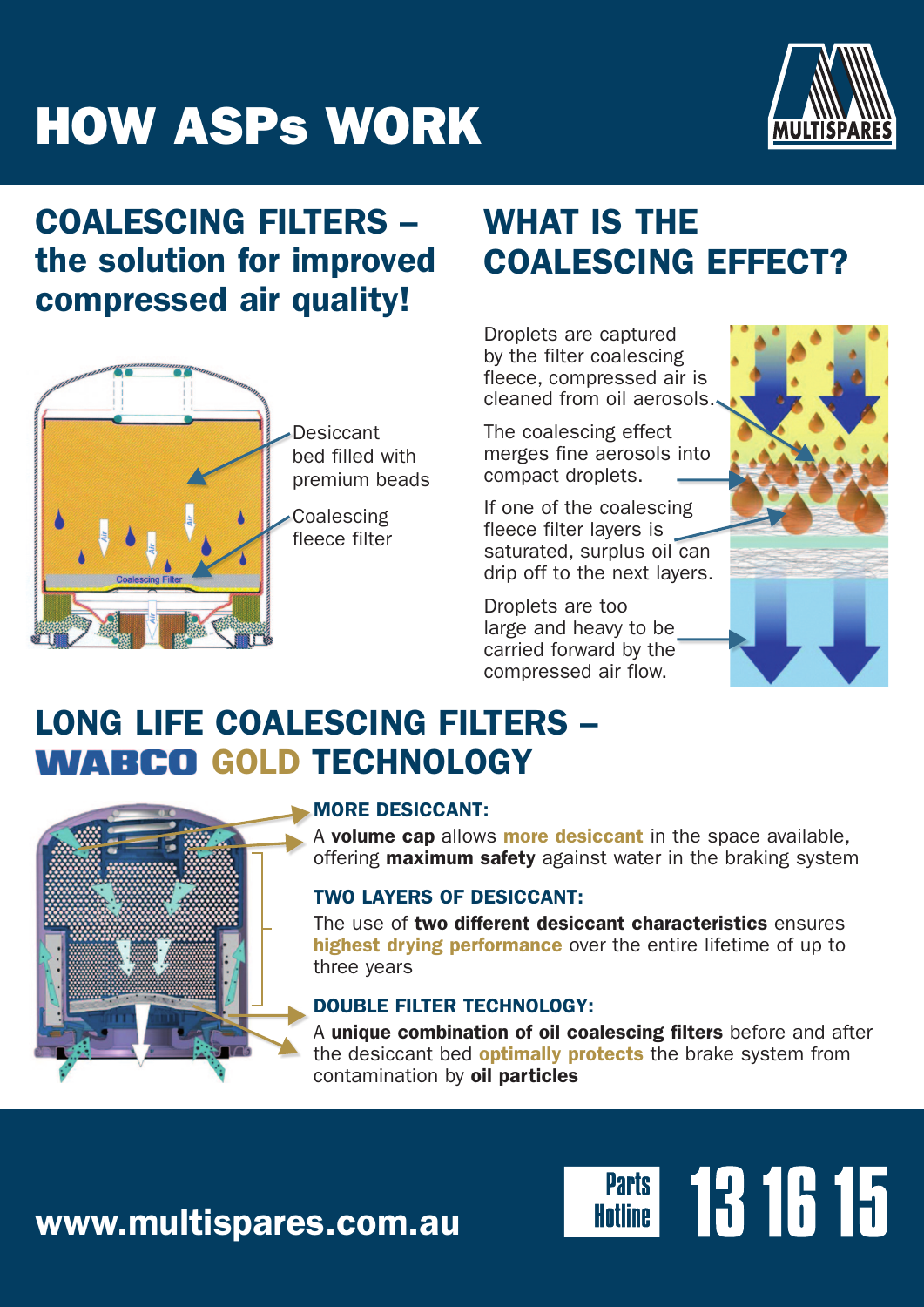# HOW ASPs WORK

## COALESCING FILTERS – the solution for improved compressed air quality!

Desiccant bed filled with premium beads

Coalescing fleece filter

## WHAT IS THE COALESCING EFFECT?

Droplets are captured by the filter coalescing fleece, compressed air is cleaned from oil aerosols.

The coalescing effect merges fine aerosols into compact droplets.

If one of the coalescing fleece filter layers is saturated, surplus oil can drip off to the next layers.

Droplets are too large and heavy to be carried forward by the compressed air flow.

## LONG LIFE COALESCING FILTERS – WABCO GOLD TECHNOLOGY

### MORE DESICCANT:

A **volume cap** allows **more desiccant** in the space available, offering **maximum safety** against water in the braking system

### TWO LAYERS OF DESICCANT:

The use of **two different desiccant characteristics** ensures **highest drying performance** over the entire lifetime of up to three years

### DOUBLE FILTER TECHNOLOGY:

A **unique combination of oil coalescing filters** before and after the desiccant bed **optimally protects** the brake system from contamination by **oil particles**

**www.multispares.com.au**

Parts Hotline **13 16 15**